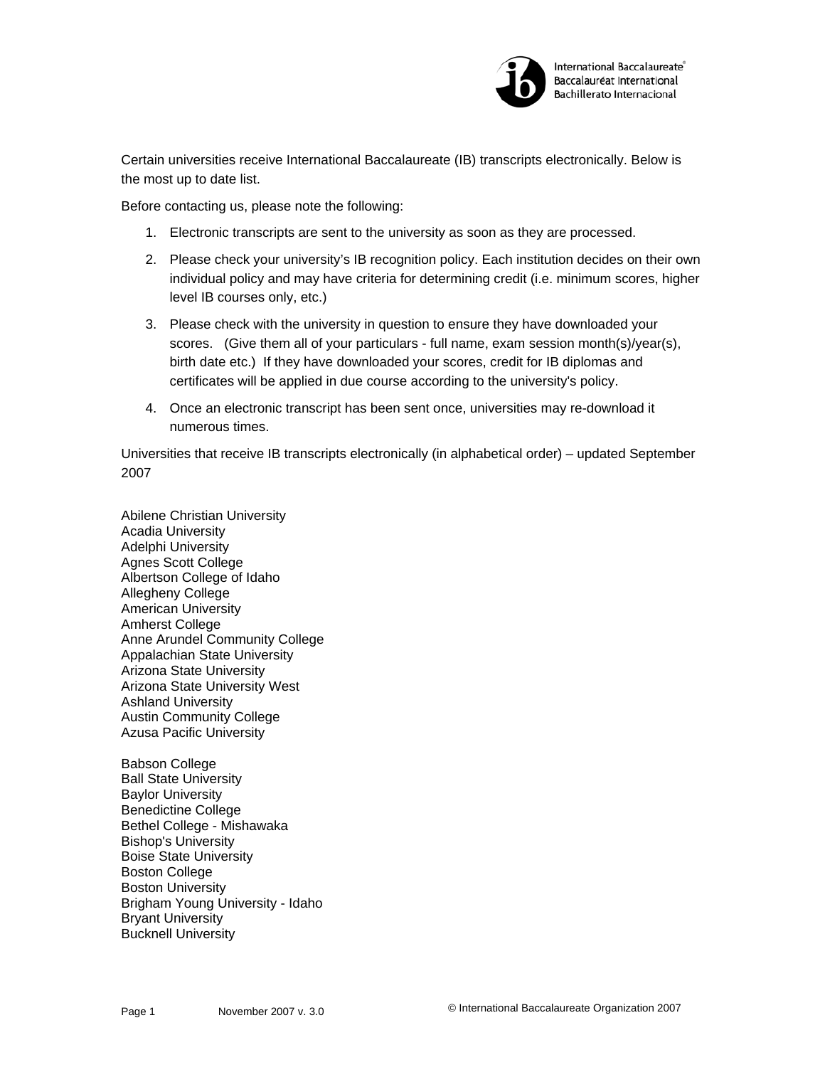Certain universities receive International Baccalaureate (IB) transcripts electronically. Below is the most up to date list.

Before contacting us, please note the following:

1. Electronic transcripts are sent to the university as soon as they are processed.
2. Please check your university's IB recognition policy. Each institution decides on their own individual policy and may have criteria for determining credit (i.e. minimum scores, higher level IB courses only, etc.)
3. Please check with the university in question to ensure they have downloaded your scores. (Give them all of your particulars - full name, exam session month(s)/year(s), birth date etc.) If they have downloaded your scores, credit for IB diplomas and certificates will be applied in due course according to the university's policy.
4. Once an electronic transcript has been sent once, universities may re-download it numerous times.

Universities that receive IB transcripts electronically (in alphabetical order) – updated September 2007

Abilene Christian University
Acadia University
Adelphi University
Agnes Scott College
Albertson College of Idaho
Allegheny College
American University
Amherst College
Anne Arundel Community College
Appalachian State University
Arizona State University
Arizona State University West
Ashland University
Austin Community College
Azusa Pacific University

Babson College
Ball State University
Baylor University
Benedictine College
Bethel College - Mishawaka
Bishop's University
Boise State University
Boston College
Boston University
Brigham Young University - Idaho
Bryant University
Bucknell University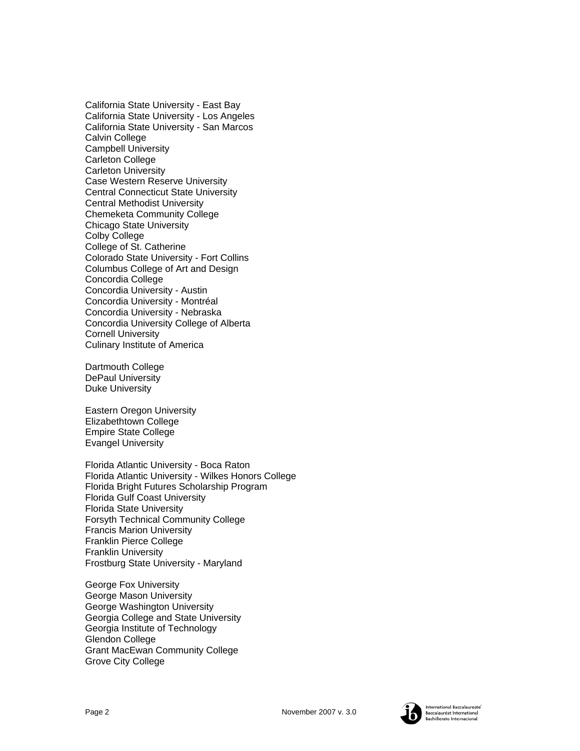California State University - East Bay
California State University - Los Angeles
California State University - San Marcos
Calvin College
Campbell University
Carleton College
Carleton University
Case Western Reserve University
Central Connecticut State University
Central Methodist University
Chemeketa Community College
Chicago State University
Colby College
College of St. Catherine
Colorado State University - Fort Collins
Columbus College of Art and Design
Concordia College
Concordia University - Austin
Concordia University - Montréal
Concordia University - Nebraska
Concordia University College of Alberta
Cornell University
Culinary Institute of America

Dartmouth College
DePaul University
Duke University

Eastern Oregon University
Elizabethtown College
Empire State College
Evangel University

Florida Atlantic University - Boca Raton
Florida Atlantic University - Wilkes Honors College
Florida Bright Futures Scholarship Program
Florida Gulf Coast University
Florida State University
Forsyth Technical Community College
Francis Marion University
Franklin Pierce College
Franklin University
Frostburg State University - Maryland

George Fox University
George Mason University
George Washington University
Georgia College and State University
Georgia Institute of Technology
Glendon College
Grant MacEwan Community College
Grove City College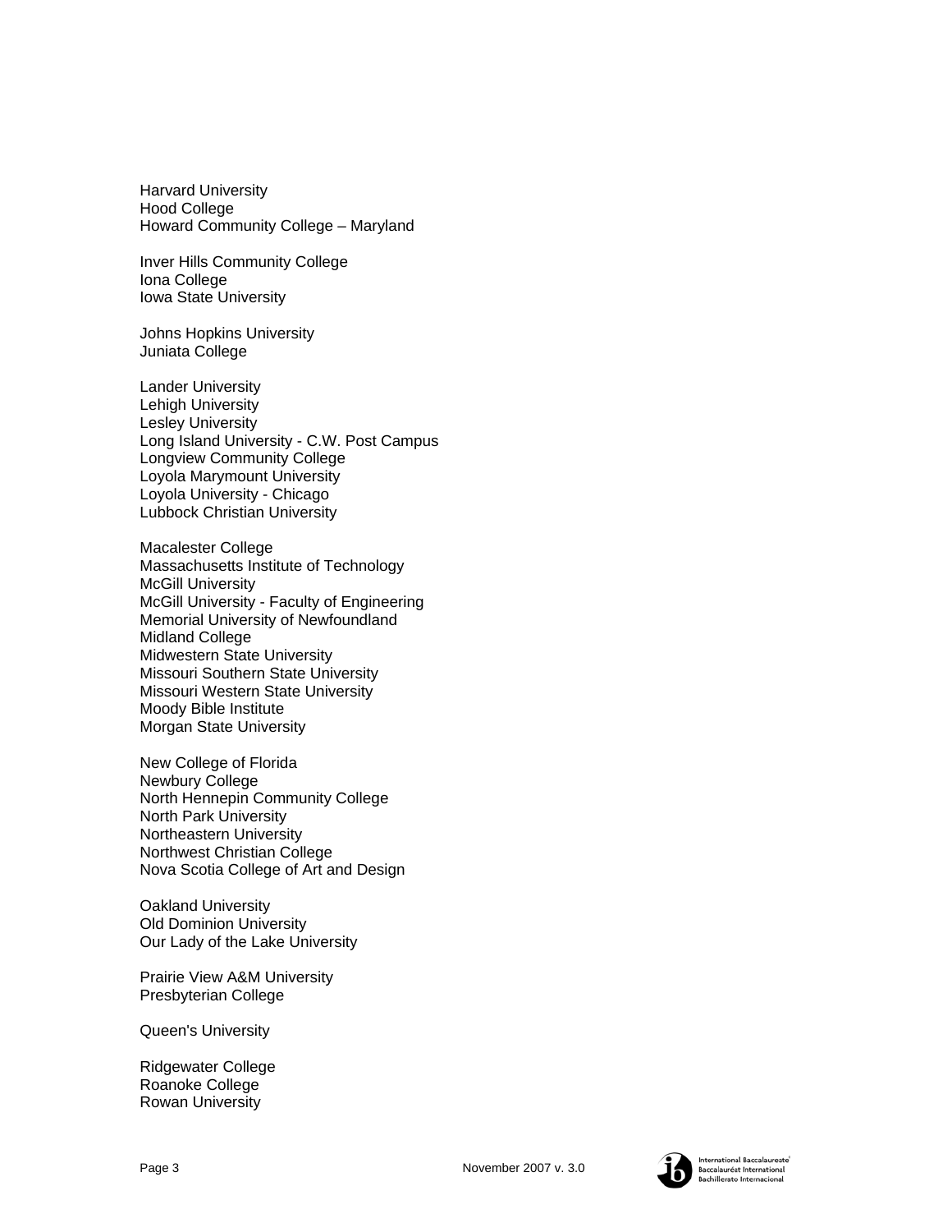Harvard University
Hood College
Howard Community College – Maryland

Inver Hills Community College
Iona College
Iowa State University

Johns Hopkins University
Juniata College

Lander University
Lehigh University
Lesley University
Long Island University - C.W. Post Campus
Longview Community College
Loyola Marymount University
Loyola University - Chicago
Lubbock Christian University

Macalester College
Massachusetts Institute of Technology
McGill University
McGill University - Faculty of Engineering
Memorial University of Newfoundland
Midland College
Midwestern State University
Missouri Southern State University
Missouri Western State University
Moody Bible Institute
Morgan State University

New College of Florida
Newbury College
North Hennepin Community College
North Park University
Northeastern University
Northwest Christian College
Nova Scotia College of Art and Design

Oakland University
Old Dominion University
Our Lady of the Lake University

Prairie View A&M University
Presbyterian College

Queen's University

Ridgewater College
Roanoke College
Rowan University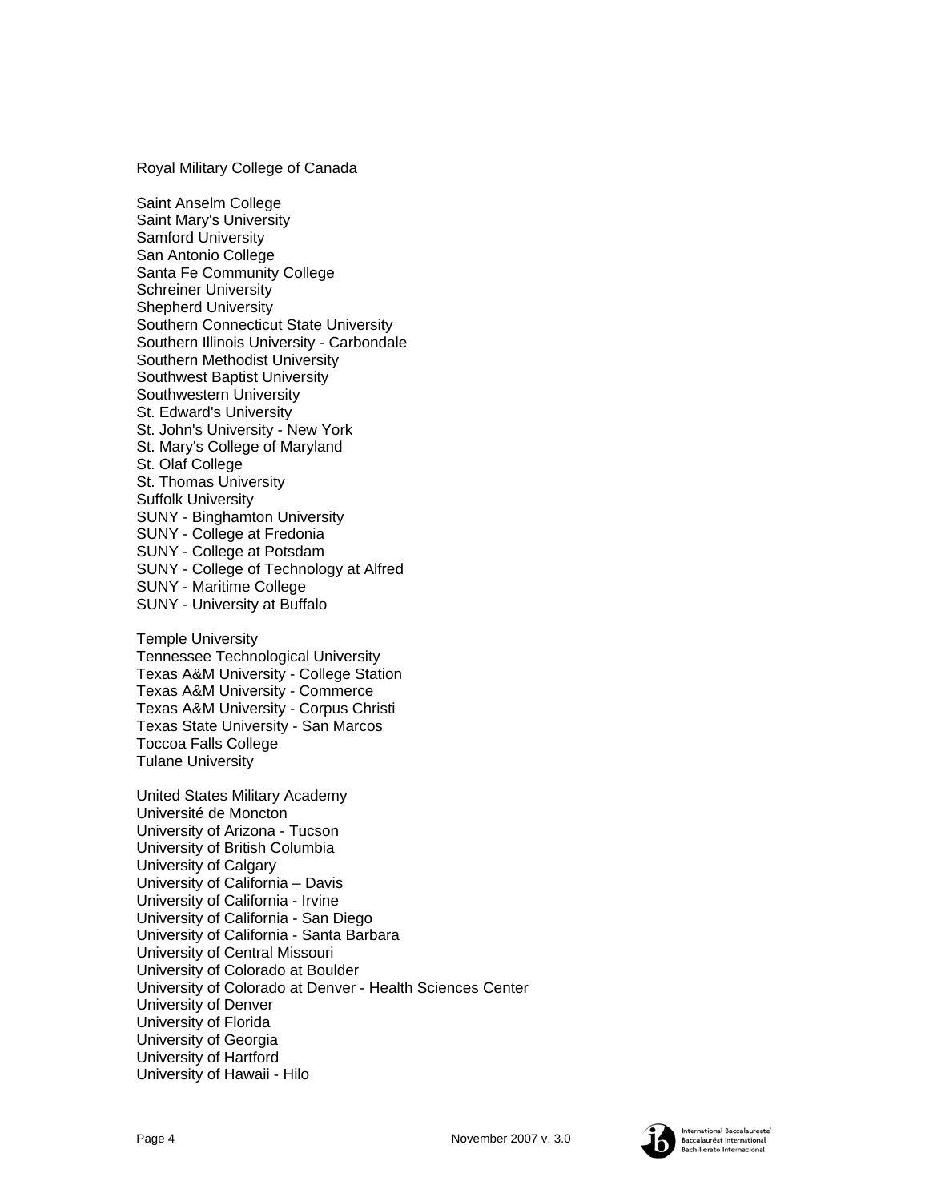Royal Military College of Canada

Saint Anselm College
Saint Mary's University
Samford University
San Antonio College
Santa Fe Community College
Schreiner University
Shepherd University
Southern Connecticut State University
Southern Illinois University - Carbondale
Southern Methodist University
Southwest Baptist University
Southwestern University
St. Edward's University
St. John's University - New York
St. Mary's College of Maryland
St. Olaf College
St. Thomas University
Suffolk University
SUNY - Binghamton University
SUNY - College at Fredonia
SUNY - College at Potsdam
SUNY - College of Technology at Alfred
SUNY - Maritime College
SUNY - University at Buffalo

Temple University
Tennessee Technological University
Texas A&M University - College Station
Texas A&M University - Commerce
Texas A&M University - Corpus Christi
Texas State University - San Marcos
Toccoa Falls College
Tulane University

United States Military Academy
Université de Moncton
University of Arizona - Tucson
University of British Columbia
University of Calgary
University of California – Davis
University of California - Irvine
University of California - San Diego
University of California - Santa Barbara
University of Central Missouri
University of Colorado at Boulder
University of Colorado at Denver - Health Sciences Center
University of Denver
University of Florida
University of Georgia
University of Hartford
University of Hawaii - Hilo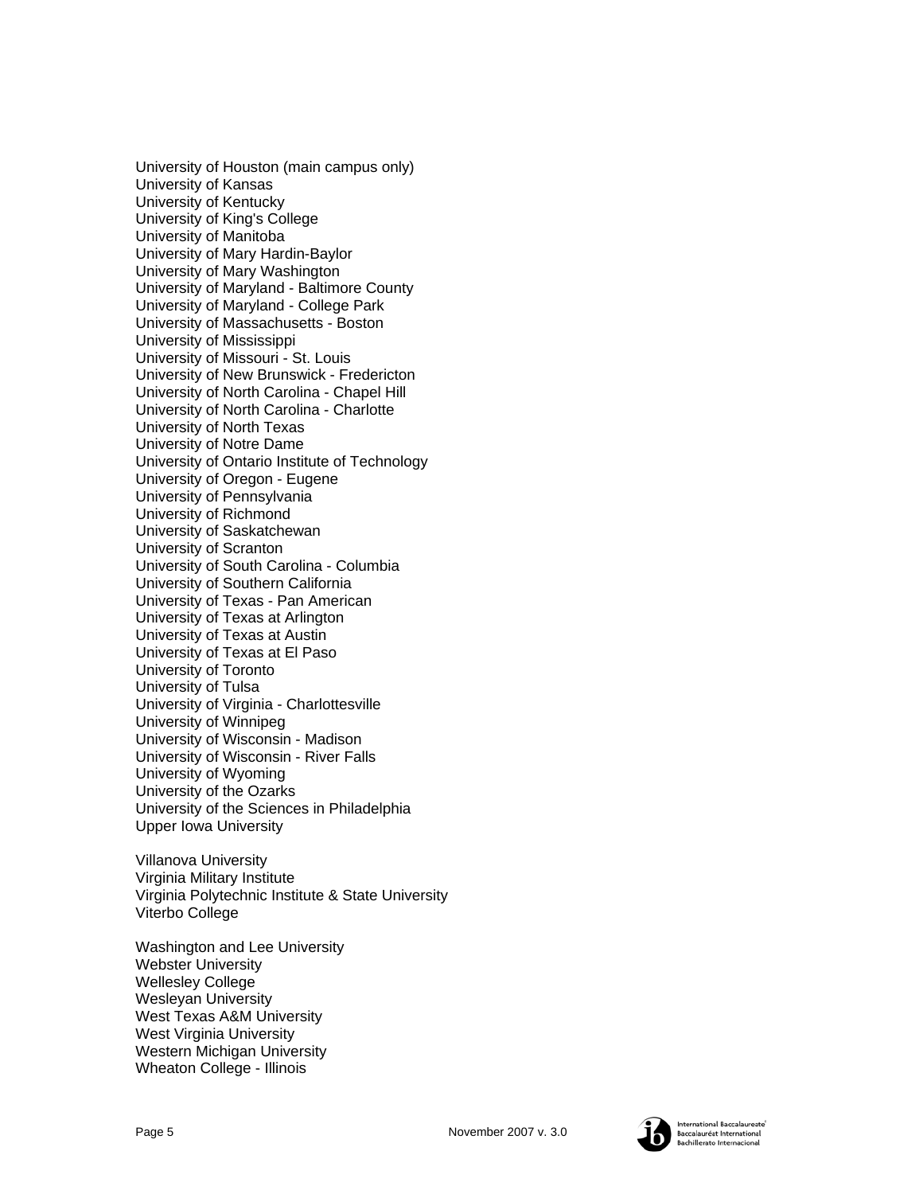University of Houston (main campus only)
University of Kansas
University of Kentucky
University of King's College
University of Manitoba
University of Mary Hardin-Baylor
University of Mary Washington
University of Maryland - Baltimore County
University of Maryland - College Park
University of Massachusetts - Boston
University of Mississippi
University of Missouri - St. Louis
University of New Brunswick - Fredericton
University of North Carolina - Chapel Hill
University of North Carolina - Charlotte
University of North Texas
University of Notre Dame
University of Ontario Institute of Technology
University of Oregon - Eugene
University of Pennsylvania
University of Richmond
University of Saskatchewan
University of Scranton
University of South Carolina - Columbia
University of Southern California
University of Texas - Pan American
University of Texas at Arlington
University of Texas at Austin
University of Texas at El Paso
University of Toronto
University of Tulsa
University of Virginia - Charlottesville
University of Winnipeg
University of Wisconsin - Madison
University of Wisconsin - River Falls
University of Wyoming
University of the Ozarks
University of the Sciences in Philadelphia
Upper Iowa University

Villanova University
Virginia Military Institute
Virginia Polytechnic Institute & State University
Viterbo College

Washington and Lee University
Webster University
Wellesley College
Wesleyan University
West Texas A&M University
West Virginia University
Western Michigan University
Wheaton College - Illinois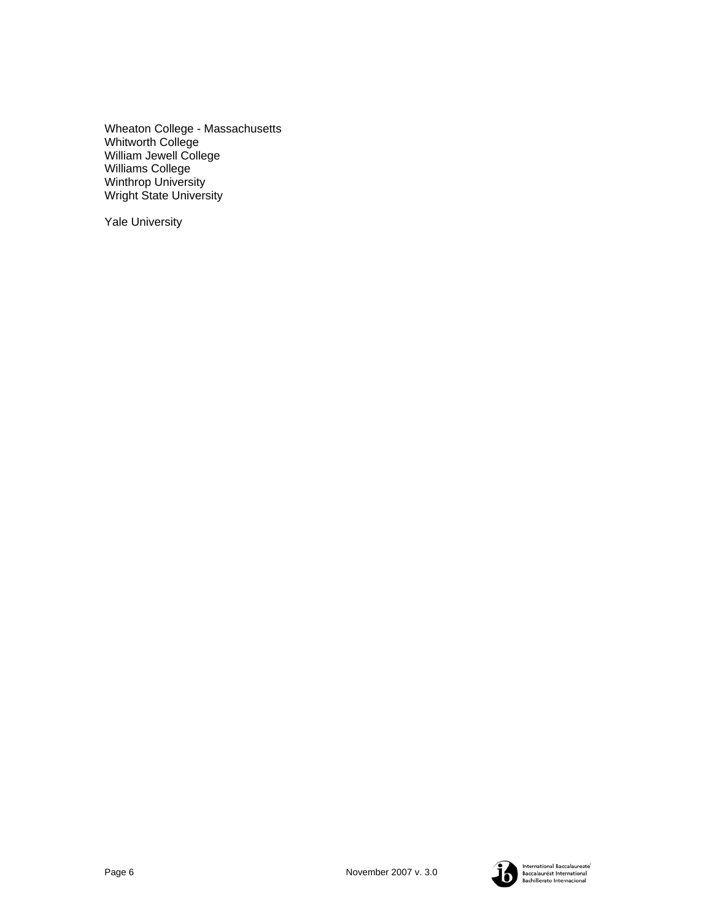Wheaton College - Massachusetts
Whitworth College
William Jewell College
Williams College
Winthrop University
Wright State University

Yale University